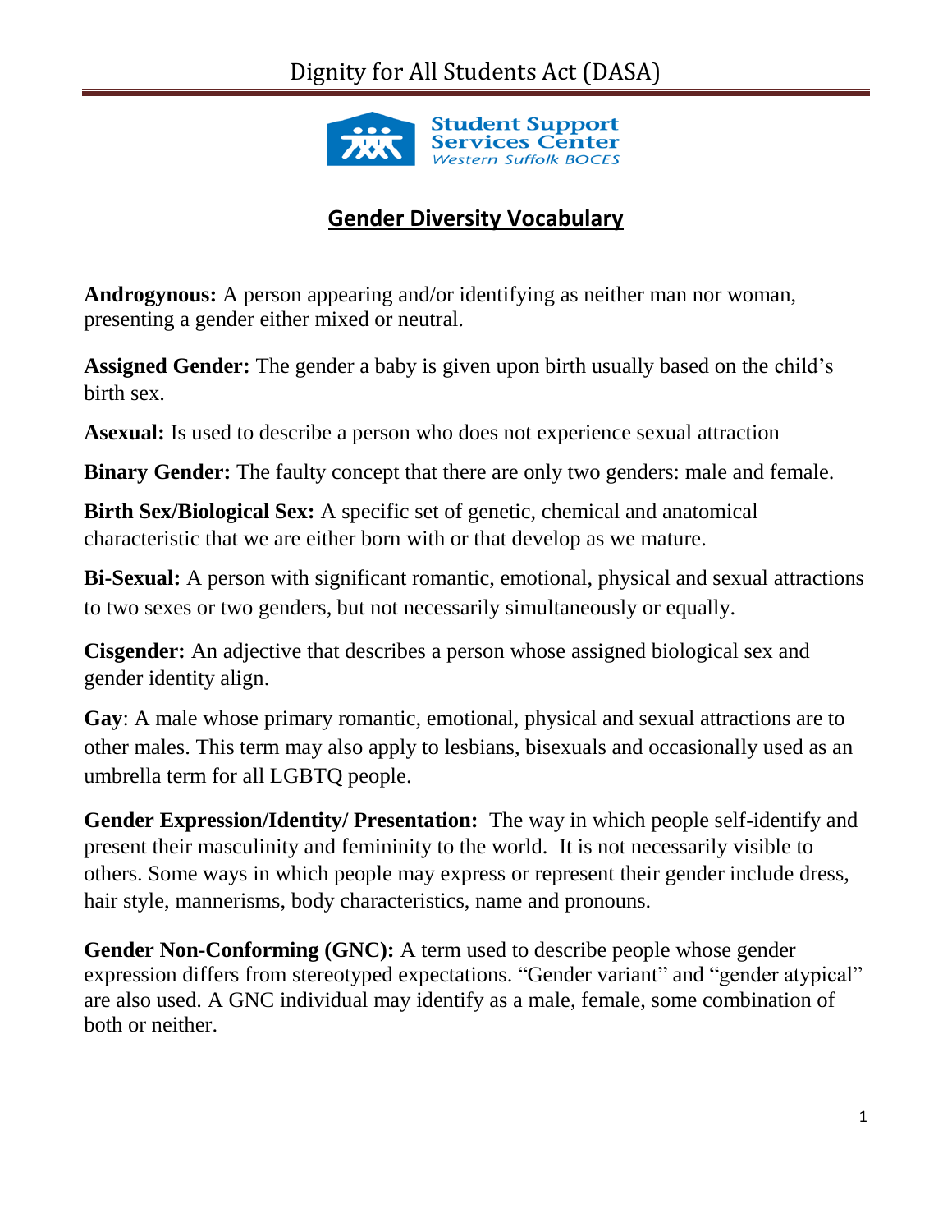# Dignity for All Students Act (DASA)

Student Support Services Center
Western Suffolk BOCES

## Gender Diversity Vocabulary

**Androgynous:** A person appearing and/or identifying as neither man nor woman, presenting a gender either mixed or neutral.

**Assigned Gender:** The gender a baby is given upon birth usually based on the child's birth sex.

**Asexual:** Is used to describe a person who does not experience sexual attraction

**Binary Gender:** The faulty concept that there are only two genders: male and female.

**Birth Sex/Biological Sex:** A specific set of genetic, chemical and anatomical characteristic that we are either born with or that develop as we mature.

**Bi-Sexual:** A person with significant romantic, emotional, physical and sexual attractions to two sexes or two genders, but not necessarily simultaneously or equally.

**Cisgender:** An adjective that describes a person whose assigned biological sex and gender identity align.

**Gay**: A male whose primary romantic, emotional, physical and sexual attractions are to other males. This term may also apply to lesbians, bisexuals and occasionally used as an umbrella term for all LGBTQ people.

**Gender Expression/Identity/ Presentation:** The way in which people self-identify and present their masculinity and femininity to the world. It is not necessarily visible to others. Some ways in which people may express or represent their gender include dress, hair style, mannerisms, body characteristics, name and pronouns.

**Gender Non-Conforming (GNC):** A term used to describe people whose gender expression differs from stereotyped expectations. "Gender variant" and "gender atypical" are also used. A GNC individual may identify as a male, female, some combination of both or neither.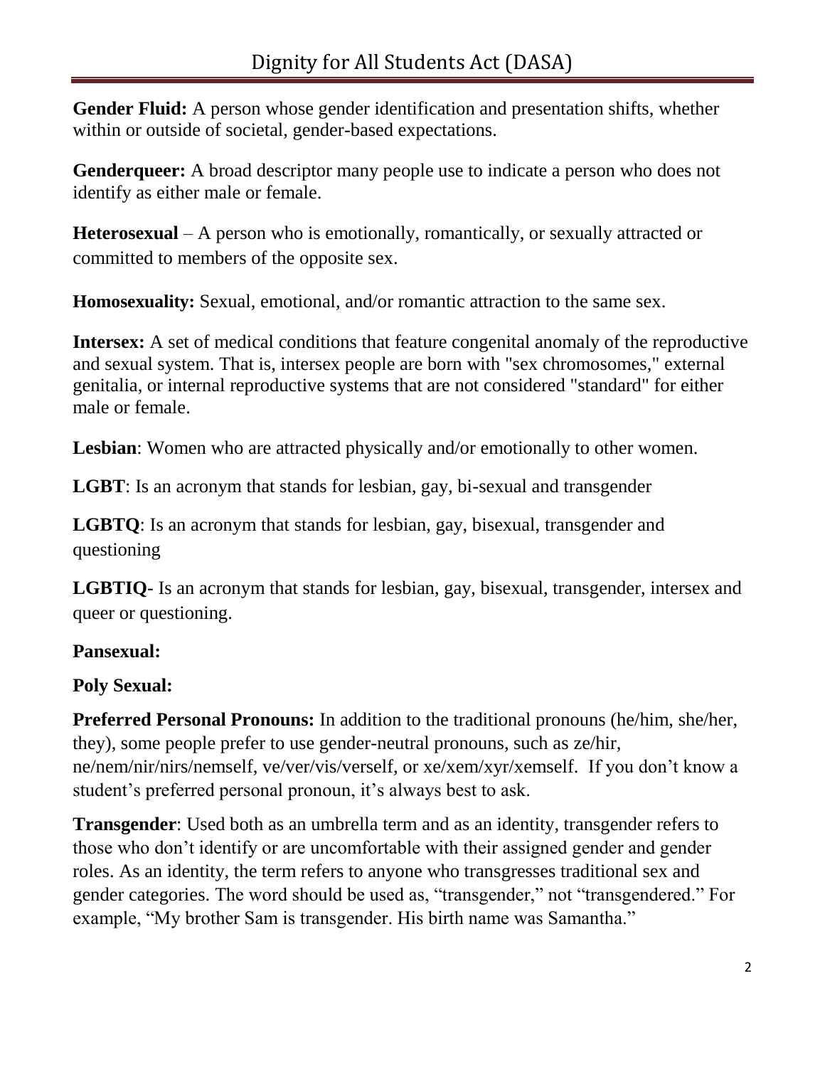**Gender Fluid:** A person whose gender identification and presentation shifts, whether within or outside of societal, gender-based expectations.

**Genderqueer:** A broad descriptor many people use to indicate a person who does not identify as either male or female.

**Heterosexual** – A person who is emotionally, romantically, or sexually attracted or committed to members of the opposite sex.

**Homosexuality:** Sexual, emotional, and/or romantic attraction to the same sex.

**Intersex:** A set of medical conditions that feature congenital anomaly of the reproductive and sexual system. That is, intersex people are born with "sex chromosomes," external genitalia, or internal reproductive systems that are not considered "standard" for either male or female.

**Lesbian**: Women who are attracted physically and/or emotionally to other women.

**LGBT**: Is an acronym that stands for lesbian, gay, bi-sexual and transgender

**LGBTQ**: Is an acronym that stands for lesbian, gay, bisexual, transgender and questioning

**LGBTIQ**- Is an acronym that stands for lesbian, gay, bisexual, transgender, intersex and queer or questioning.

**Pansexual:**

**Poly Sexual:**

**Preferred Personal Pronouns:** In addition to the traditional pronouns (he/him, she/her, they), some people prefer to use gender-neutral pronouns, such as ze/hir, ne/nem/nir/nirs/nemself, ve/ver/vis/verself, or xe/xem/xyr/xemself. If you don't know a student's preferred personal pronoun, it's always best to ask.

**Transgender**: Used both as an umbrella term and as an identity, transgender refers to those who don't identify or are uncomfortable with their assigned gender and gender roles. As an identity, the term refers to anyone who transgresses traditional sex and gender categories. The word should be used as, "transgender," not "transgendered." For example, "My brother Sam is transgender. His birth name was Samantha."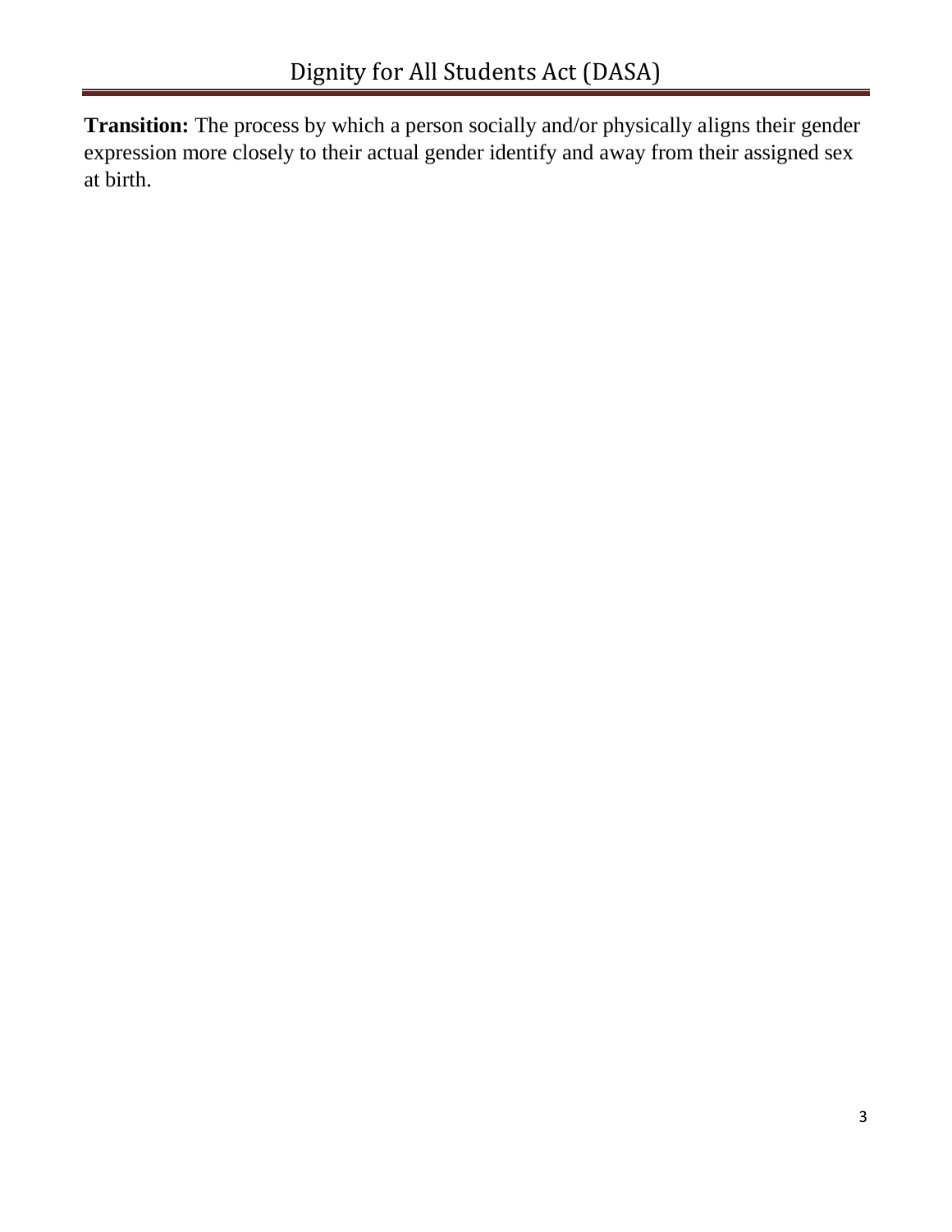**Transition:** The process by which a person socially and/or physically aligns their gender expression more closely to their actual gender identify and away from their assigned sex at birth.